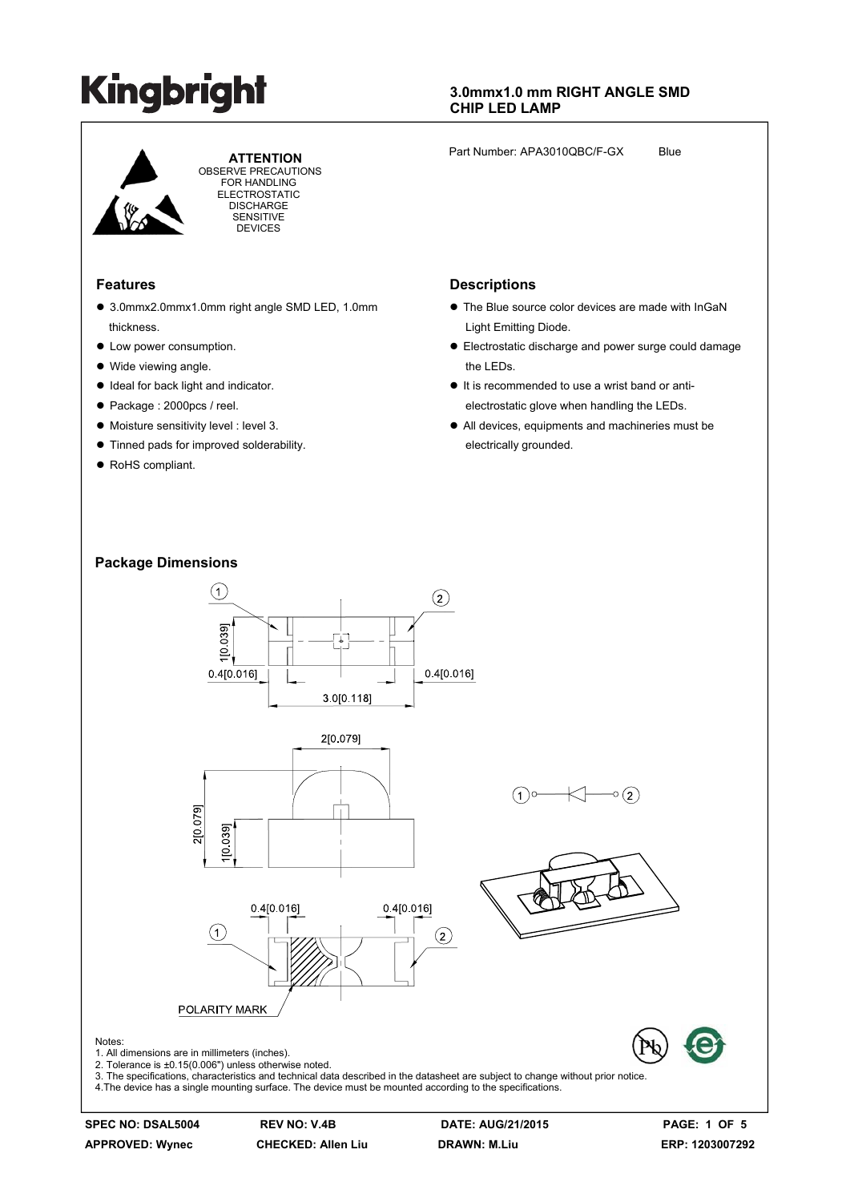# Kingbright

**3.0mmx1.0 mm RIGHT ANGLE SMD CHIP LED LAMP**

**ATTENTION**
OBSERVE PRECAUTIONS FOR HANDLING ELECTROSTATIC DISCHARGE SENSITIVE DEVICES

Part Number: APA3010QBC/F-GX Blue

## Features

- 3.0mmx2.0mmx1.0mm right angle SMD LED, 1.0mm thickness.
- Low power consumption.
- Wide viewing angle.
- Ideal for back light and indicator.
- Package : 2000pcs / reel.
- Moisture sensitivity level : level 3.
- Tinned pads for improved solderability.
- RoHS compliant.

## Descriptions

- The Blue source color devices are made with InGaN Light Emitting Diode.
- Electrostatic discharge and power surge could damage the LEDs.
- It is recommended to use a wrist band or anti-electrostatic glove when handling the LEDs.
- All devices, equipments and machineries must be electrically grounded.

## Package Dimensions

1[0.039]
0.4[0.016] 0.4[0.016]
3.0[0.118]
2[0.079]
2[0.079]
1[0.039]
0.4[0.016] 0.4[0.016]
POLARITY MARK

Notes:
1. All dimensions are in millimeters (inches).
2. Tolerance is ±0.15(0.006") unless otherwise noted.
3. The specifications, characteristics and technical data described in the datasheet are subject to change without prior notice.
4. The device has a single mounting surface. The device must be mounted according to the specifications.

SPEC NO: DSAL5004 REV NO: V.4B DATE: AUG/21/2015
APPROVED: Wynec CHECKED: Allen Liu DRAWN: M.Liu ERP: 1203007292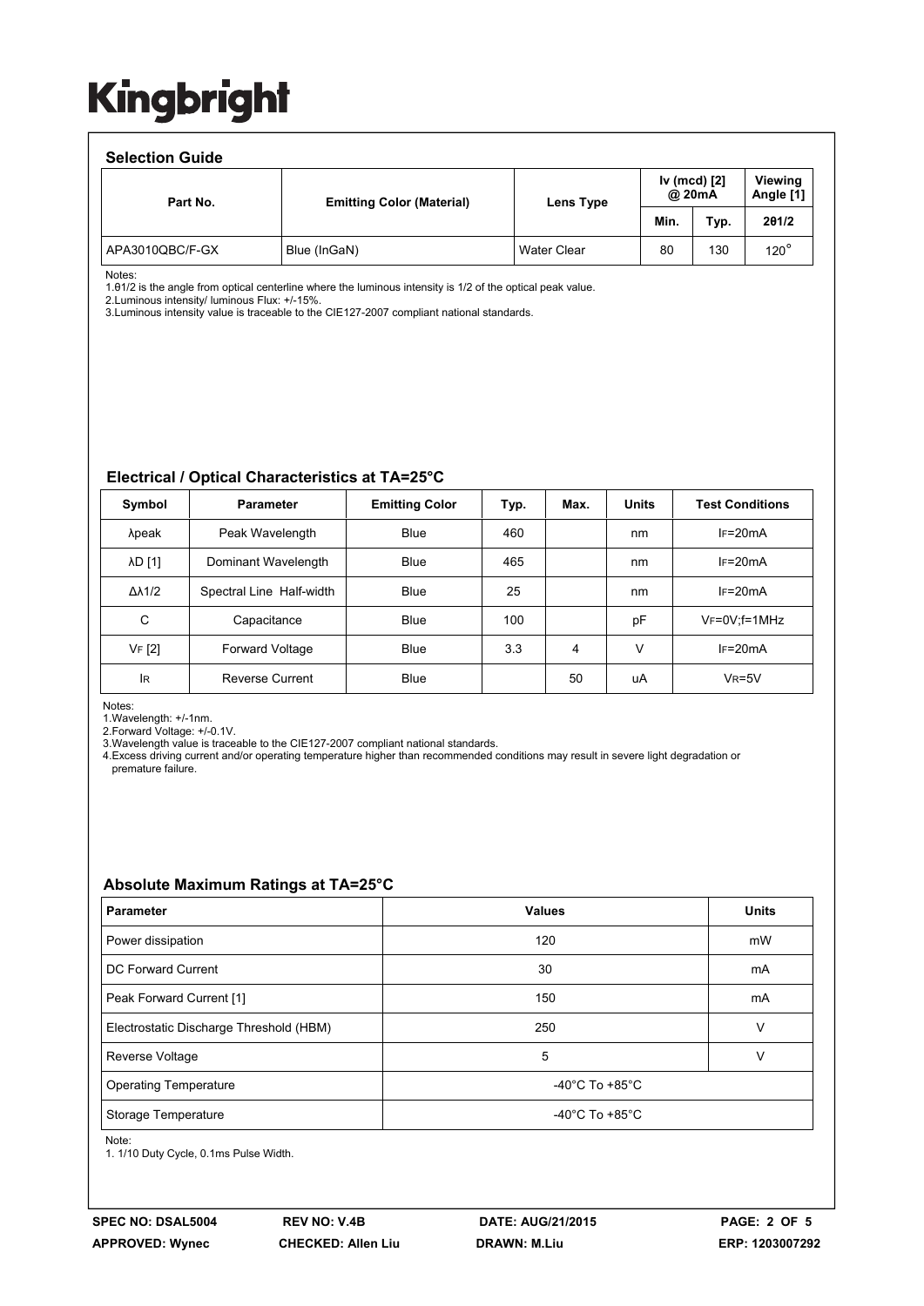### Selection Guide

| Part No. | Emitting Color (Material) | Lens Type | Iv (mcd) [2] @ 20mA | | Viewing Angle [1] |
|---|---|---|---|---|---|
| | | | Min. | Typ. | 2θ1/2 |
| APA3010QBC/F-GX | Blue (InGaN) | Water Clear | 80 | 130 | 120° |

Notes:
1.θ1/2 is the angle from optical centerline where the luminous intensity is 1/2 of the optical peak value.
2.Luminous intensity/ luminous Flux: +/-15%.
3.Luminous intensity value is traceable to the CIE127-2007 compliant national standards.

### Electrical / Optical Characteristics at TA=25°C

| Symbol | Parameter | Emitting Color | Typ. | Max. | Units | Test Conditions |
|---|---|---|---|---|---|---|
| λpeak | Peak Wavelength | Blue | 460 | | nm | IF=20mA |
| λD [1] | Dominant Wavelength | Blue | 465 | | nm | IF=20mA |
| Δλ1/2 | Spectral Line Half-width | Blue | 25 | | nm | IF=20mA |
| C | Capacitance | Blue | 100 | | pF | VF=0V;f=1MHz |
| VF [2] | Forward Voltage | Blue | 3.3 | 4 | V | IF=20mA |
| IR | Reverse Current | Blue | | 50 | uA | VR=5V |

Notes:
1.Wavelength: +/-1nm.
2.Forward Voltage: +/-0.1V.
3.Wavelength value is traceable to the CIE127-2007 compliant national standards.
4.Excess driving current and/or operating temperature higher than recommended conditions may result in severe light degradation or premature failure.

### Absolute Maximum Ratings at TA=25°C

| Parameter | Values | Units |
|---|---|---|
| Power dissipation | 120 | mW |
| DC Forward Current | 30 | mA |
| Peak Forward Current [1] | 150 | mA |
| Electrostatic Discharge Threshold (HBM) | 250 | V |
| Reverse Voltage | 5 | V |
| Operating Temperature | -40°C To +85°C | |
| Storage Temperature | -40°C To +85°C | |

Note:
1. 1/10 Duty Cycle, 0.1ms Pulse Width.

SPEC NO: DSAL5004 REV NO: V.4B DATE: AUG/21/2015
APPROVED: Wynec CHECKED: Allen Liu DRAWN: M.Liu ERP: 1203007292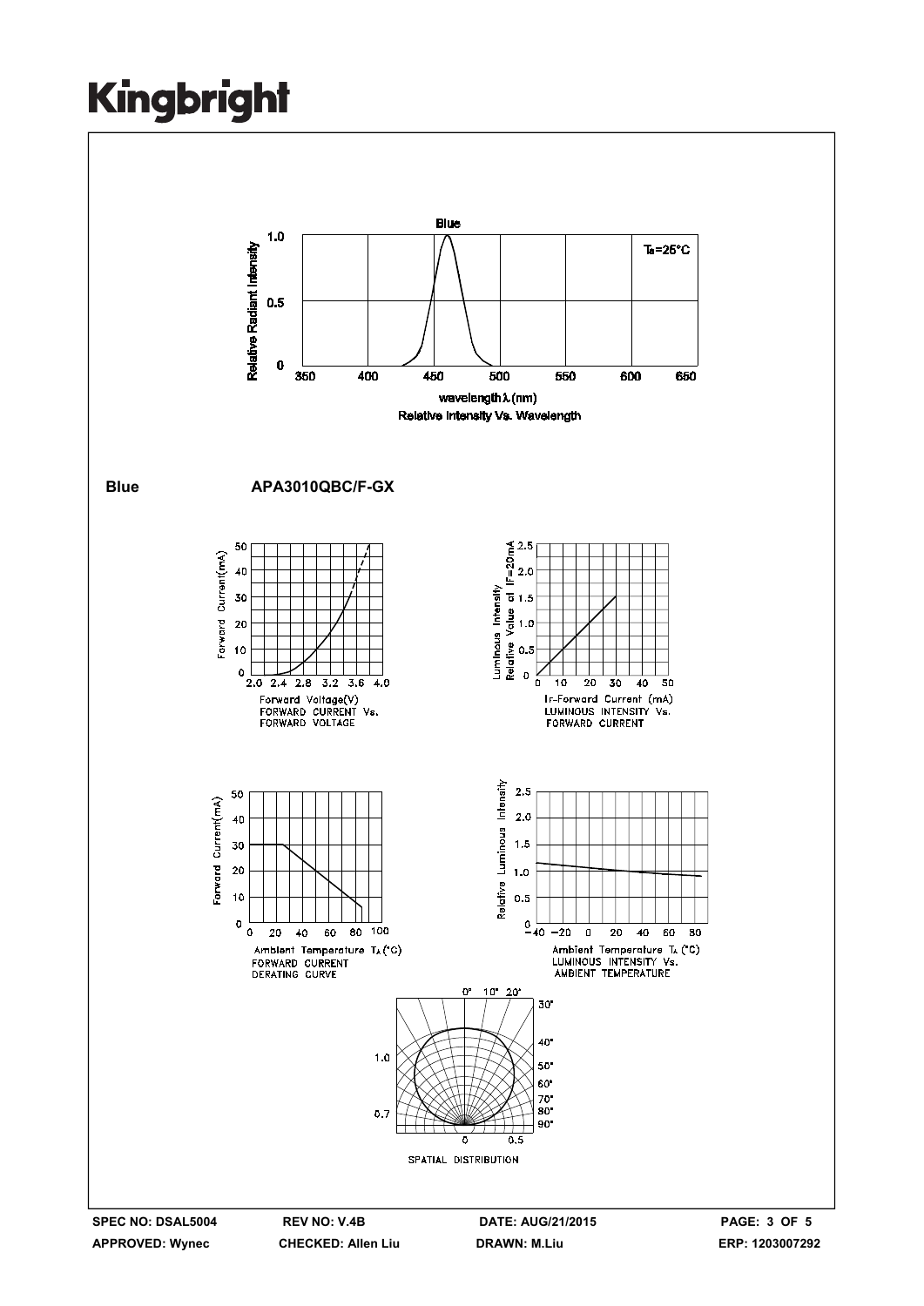Relative Intensity Vs. Wavelength

**Blue** **APA3010QBC/F-GX**

FORWARD CURRENT Vs. FORWARD VOLTAGE

LUMINOUS INTENSITY Vs. FORWARD CURRENT

FORWARD CURRENT DERATING CURVE

LUMINOUS INTENSITY Vs. AMBIENT TEMPERATURE

SPATIAL DISTRIBUTION

| SPEC NO: DSAL5004 | REV NO: V.4B | DATE: AUG/21/2015 | PAGE: 3 OF 5 |
|---|---|---|---|
| APPROVED: Wynec | CHECKED: Allen Liu | DRAWN: M.Liu | ERP: 1203007292 |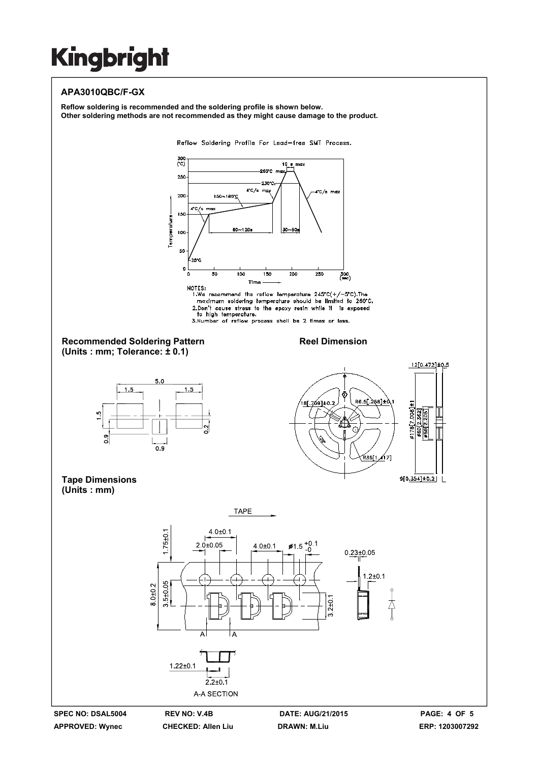## APA3010QBC/F-GX

**Reflow soldering is recommended and the soldering profile is shown below.**
**Other soldering methods are not recommended as they might cause damage to the product.**

Reflow Soldering Profile For Lead-free SMT Process.

NOTES:
1. We recommend the reflow temperature 245°C(+/-5°C).The maximum soldering temperature should be limited to 260°C.
2. Don't cause stress to the epoxy resin while it is exposed to high temperature.
3. Number of reflow process shall be 2 times or less.

### Recommended Soldering Pattern
**(Units : mm; Tolerance: ± 0.1)**

### Reel Dimension

### Tape Dimensions
**(Units : mm)**

A-A SECTION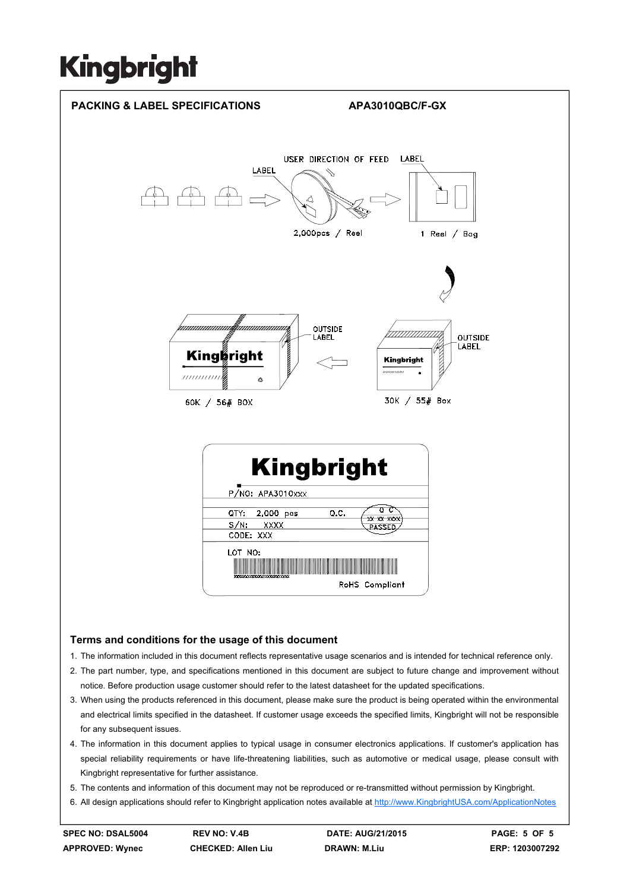**PACKING & LABEL SPECIFICATIONS** **APA3010QBC/F-GX**

USER DIRECTION OF FEED

LABEL

LABEL

2,000pcs / Reel

1 Reel / Bag

OUTSIDE LABEL

OUTSIDE LABEL

60K / 56# BOX

30K / 55# Box

Kingbright

P/NO: APA3010xxx

QTY: 2,000 pcs

Q.C.

S/N: XXXX

CODE: XXX

LOT NO:

RoHS Compliant

## Terms and conditions for the usage of this document

1. The information included in this document reflects representative usage scenarios and is intended for technical reference only.
2. The part number, type, and specifications mentioned in this document are subject to future change and improvement without notice. Before production usage customer should refer to the latest datasheet for the updated specifications.
3. When using the products referenced in this document, please make sure the product is being operated within the environmental and electrical limits specified in the datasheet. If customer usage exceeds the specified limits, Kingbright will not be responsible for any subsequent issues.
4. The information in this document applies to typical usage in consumer electronics applications. If customer's application has special reliability requirements or have life-threatening liabilities, such as automotive or medical usage, please consult with Kingbright representative for further assistance.
5. The contents and information of this document may not be reproduced or re-transmitted without permission by Kingbright.
6. All design applications should refer to Kingbright application notes available at http://www.KingbrightUSA.com/ApplicationNotes

| | | | |
|---|---|---|---|
| **SPEC NO: DSAL5004** | **REV NO: V.4B** | **DATE: AUG/21/2015** | **PAGE: 5 OF 5** |
| **APPROVED: Wynec** | **CHECKED: Allen Liu** | **DRAWN: M.Liu** | **ERP: 1203007292** |